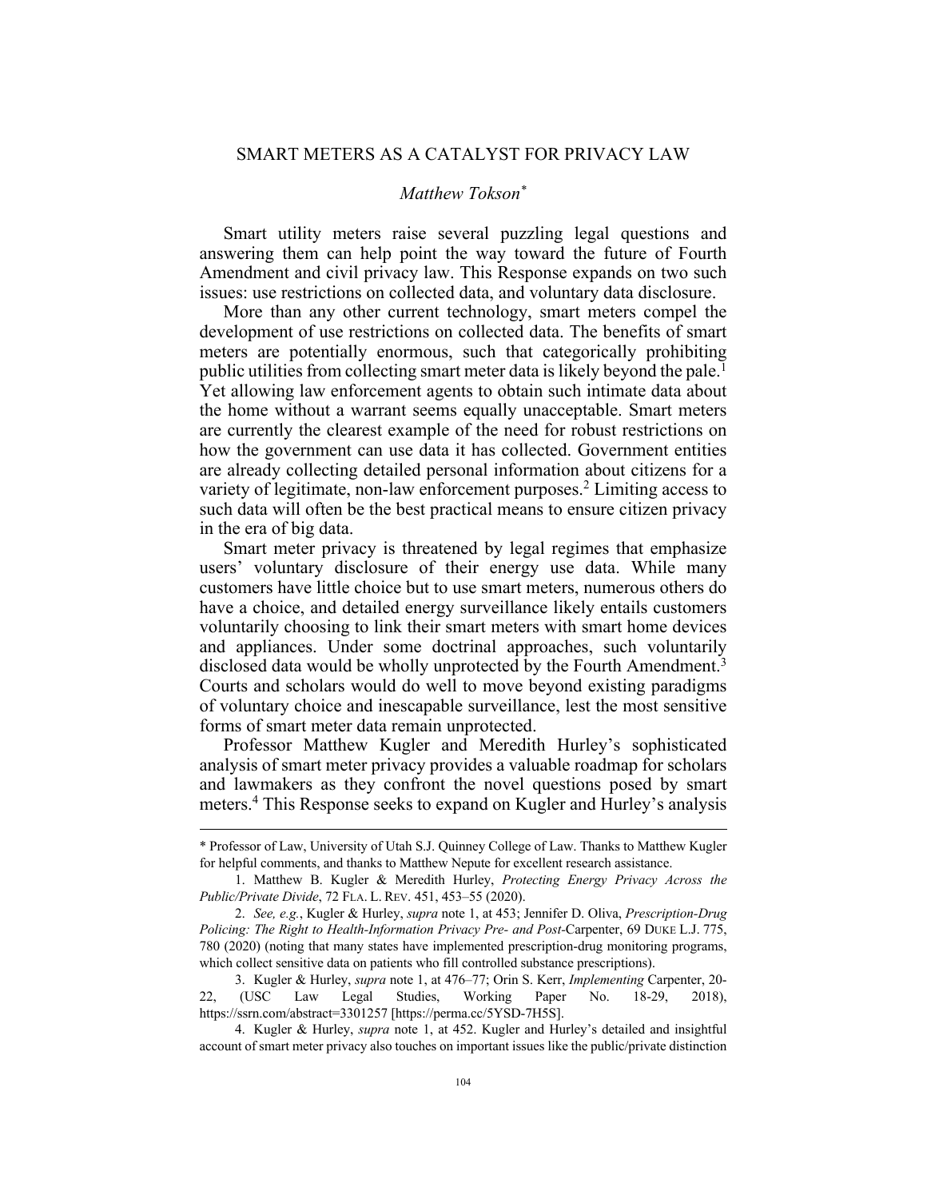# SMART METERS AS A CATALYST FOR PRIVACY LAW

*Matthew Tokson*[*]

Smart utility meters raise several puzzling legal questions and answering them can help point the way toward the future of Fourth Amendment and civil privacy law. This Response expands on two such issues: use restrictions on collected data, and voluntary data disclosure.

More than any other current technology, smart meters compel the development of use restrictions on collected data. The benefits of smart meters are potentially enormous, such that categorically prohibiting public utilities from collecting smart meter data is likely beyond the pale.[1] Yet allowing law enforcement agents to obtain such intimate data about the home without a warrant seems equally unacceptable. Smart meters are currently the clearest example of the need for robust restrictions on how the government can use data it has collected. Government entities are already collecting detailed personal information about citizens for a variety of legitimate, non-law enforcement purposes.[2] Limiting access to such data will often be the best practical means to ensure citizen privacy in the era of big data.

Smart meter privacy is threatened by legal regimes that emphasize users' voluntary disclosure of their energy use data. While many customers have little choice but to use smart meters, numerous others do have a choice, and detailed energy surveillance likely entails customers voluntarily choosing to link their smart meters with smart home devices and appliances. Under some doctrinal approaches, such voluntarily disclosed data would be wholly unprotected by the Fourth Amendment.[3] Courts and scholars would do well to move beyond existing paradigms of voluntary choice and inescapable surveillance, lest the most sensitive forms of smart meter data remain unprotected.

Professor Matthew Kugler and Meredith Hurley's sophisticated analysis of smart meter privacy provides a valuable roadmap for scholars and lawmakers as they confront the novel questions posed by smart meters.[4] This Response seeks to expand on Kugler and Hurley's analysis

---

\* Professor of Law, University of Utah S.J. Quinney College of Law. Thanks to Matthew Kugler for helpful comments, and thanks to Matthew Nepute for excellent research assistance.

1. Matthew B. Kugler & Meredith Hurley, *Protecting Energy Privacy Across the Public/Private Divide*, 72 FLA. L. REV. 451, 453–55 (2020).

2. *See, e.g.*, Kugler & Hurley, *supra* note 1, at 453; Jennifer D. Oliva, *Prescription-Drug Policing: The Right to Health-Information Privacy Pre- and Post-*Carpenter, 69 DUKE L.J. 775, 780 (2020) (noting that many states have implemented prescription-drug monitoring programs, which collect sensitive data on patients who fill controlled substance prescriptions).

3. Kugler & Hurley, *supra* note 1, at 476–77; Orin S. Kerr, *Implementing* Carpenter, 20-22, (USC Law Legal Studies, Working Paper No. 18-29, 2018), https://ssrn.com/abstract=3301257 [https://perma.cc/5YSD-7H5S].

4. Kugler & Hurley, *supra* note 1, at 452. Kugler and Hurley's detailed and insightful account of smart meter privacy also touches on important issues like the public/private distinction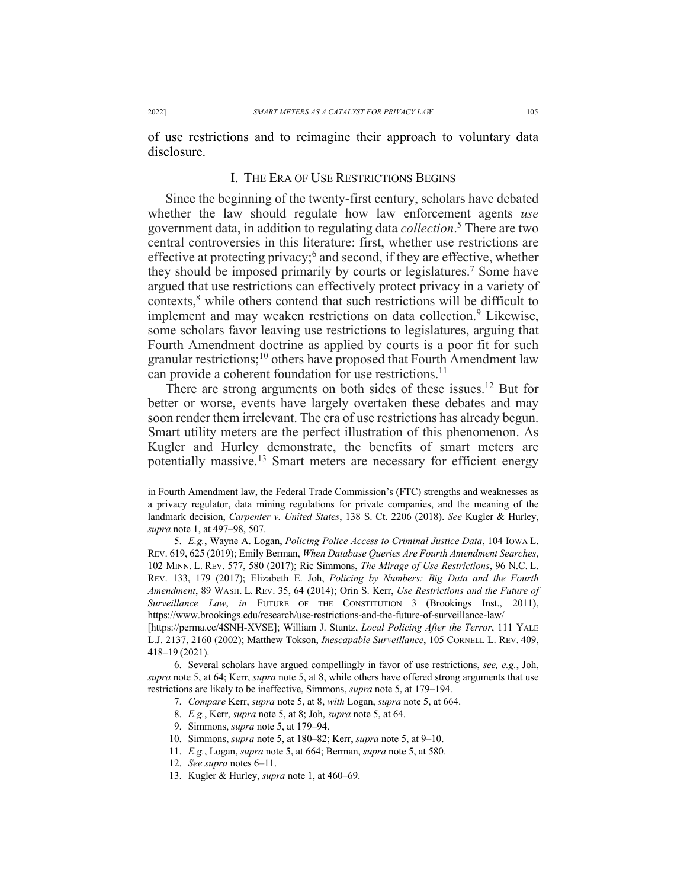of use restrictions and to reimagine their approach to voluntary data disclosure.

## I. THE ERA OF USE RESTRICTIONS BEGINS

Since the beginning of the twenty-first century, scholars have debated whether the law should regulate how law enforcement agents *use* government data, in addition to regulating data *collection*.[5] There are two central controversies in this literature: first, whether use restrictions are effective at protecting privacy;[6] and second, if they are effective, whether they should be imposed primarily by courts or legislatures.[7] Some have argued that use restrictions can effectively protect privacy in a variety of contexts,[8] while others contend that such restrictions will be difficult to implement and may weaken restrictions on data collection.[9] Likewise, some scholars favor leaving use restrictions to legislatures, arguing that Fourth Amendment doctrine as applied by courts is a poor fit for such granular restrictions;[10] others have proposed that Fourth Amendment law can provide a coherent foundation for use restrictions.[11]

There are strong arguments on both sides of these issues.[12] But for better or worse, events have largely overtaken these debates and may soon render them irrelevant. The era of use restrictions has already begun. Smart utility meters are the perfect illustration of this phenomenon. As Kugler and Hurley demonstrate, the benefits of smart meters are potentially massive.[13] Smart meters are necessary for efficient energy

---

in Fourth Amendment law, the Federal Trade Commission's (FTC) strengths and weaknesses as a privacy regulator, data mining regulations for private companies, and the meaning of the landmark decision, *Carpenter v. United States*, 138 S. Ct. 2206 (2018). *See* Kugler & Hurley, *supra* note 1, at 497–98, 507.

5. *E.g.*, Wayne A. Logan, *Policing Police Access to Criminal Justice Data*, 104 IOWA L. REV. 619, 625 (2019); Emily Berman, *When Database Queries Are Fourth Amendment Searches*, 102 MINN. L. REV. 577, 580 (2017); Ric Simmons, *The Mirage of Use Restrictions*, 96 N.C. L. REV. 133, 179 (2017); Elizabeth E. Joh, *Policing by Numbers: Big Data and the Fourth Amendment*, 89 WASH. L. REV. 35, 64 (2014); Orin S. Kerr, *Use Restrictions and the Future of Surveillance Law*, *in* FUTURE OF THE CONSTITUTION 3 (Brookings Inst., 2011), https://www.brookings.edu/research/use-restrictions-and-the-future-of-surveillance-law/ [https://perma.cc/4SNH-XVSE]; William J. Stuntz, *Local Policing After the Terror*, 111 YALE L.J. 2137, 2160 (2002); Matthew Tokson, *Inescapable Surveillance*, 105 CORNELL L. REV. 409, 418–19 (2021).

6. Several scholars have argued compellingly in favor of use restrictions, *see, e.g.*, Joh, *supra* note 5, at 64; Kerr, *supra* note 5, at 8, while others have offered strong arguments that use restrictions are likely to be ineffective, Simmons, *supra* note 5, at 179–194.

7. *Compare* Kerr, *supra* note 5, at 8, *with* Logan, *supra* note 5, at 664.

8. *E.g.*, Kerr, *supra* note 5, at 8; Joh, *supra* note 5, at 64.

9. Simmons, *supra* note 5, at 179–94.

10. Simmons, *supra* note 5, at 180–82; Kerr, *supra* note 5, at 9–10.

11. *E.g.*, Logan, *supra* note 5, at 664; Berman, *supra* note 5, at 580.

12. *See supra* notes 6–11.

13. Kugler & Hurley, *supra* note 1, at 460–69.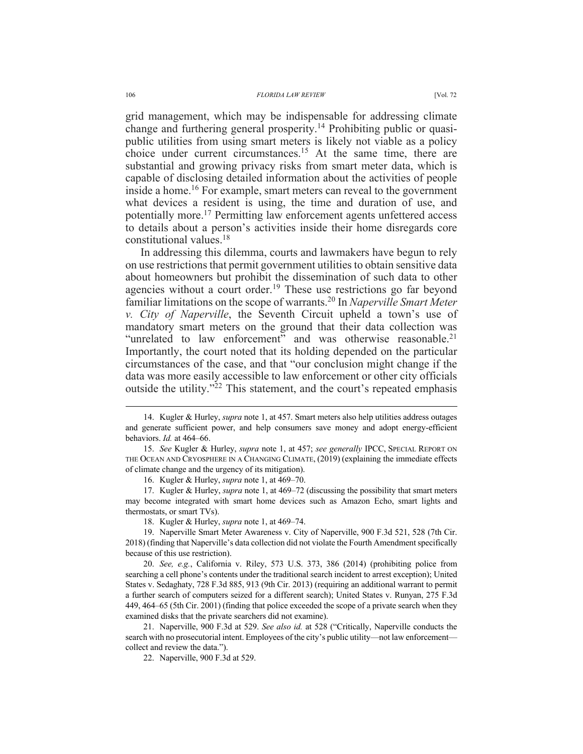grid management, which may be indispensable for addressing climate change and furthering general prosperity.[14] Prohibiting public or quasi-public utilities from using smart meters is likely not viable as a policy choice under current circumstances.[15] At the same time, there are substantial and growing privacy risks from smart meter data, which is capable of disclosing detailed information about the activities of people inside a home.[16] For example, smart meters can reveal to the government what devices a resident is using, the time and duration of use, and potentially more.[17] Permitting law enforcement agents unfettered access to details about a person's activities inside their home disregards core constitutional values.[18]

In addressing this dilemma, courts and lawmakers have begun to rely on use restrictions that permit government utilities to obtain sensitive data about homeowners but prohibit the dissemination of such data to other agencies without a court order.[19] These use restrictions go far beyond familiar limitations on the scope of warrants.[20] In *Naperville Smart Meter v. City of Naperville*, the Seventh Circuit upheld a town's use of mandatory smart meters on the ground that their data collection was "unrelated to law enforcement" and was otherwise reasonable.[21] Importantly, the court noted that its holding depended on the particular circumstances of the case, and that "our conclusion might change if the data was more easily accessible to law enforcement or other city officials outside the utility."[22] This statement, and the court's repeated emphasis

---

14. Kugler & Hurley, *supra* note 1, at 457. Smart meters also help utilities address outages and generate sufficient power, and help consumers save money and adopt energy-efficient behaviors. *Id.* at 464–66.

15. *See* Kugler & Hurley, *supra* note 1, at 457; *see generally* IPCC, SPECIAL REPORT ON THE OCEAN AND CRYOSPHERE IN A CHANGING CLIMATE, (2019) (explaining the immediate effects of climate change and the urgency of its mitigation).

16. Kugler & Hurley, *supra* note 1, at 469–70.

17. Kugler & Hurley, *supra* note 1, at 469–72 (discussing the possibility that smart meters may become integrated with smart home devices such as Amazon Echo, smart lights and thermostats, or smart TVs).

18. Kugler & Hurley, *supra* note 1, at 469–74.

19. Naperville Smart Meter Awareness v. City of Naperville, 900 F.3d 521, 528 (7th Cir. 2018) (finding that Naperville's data collection did not violate the Fourth Amendment specifically because of this use restriction).

20. *See, e.g.*, California v. Riley, 573 U.S. 373, 386 (2014) (prohibiting police from searching a cell phone's contents under the traditional search incident to arrest exception); United States v. Sedaghaty, 728 F.3d 885, 913 (9th Cir. 2013) (requiring an additional warrant to permit a further search of computers seized for a different search); United States v. Runyan, 275 F.3d 449, 464–65 (5th Cir. 2001) (finding that police exceeded the scope of a private search when they examined disks that the private searchers did not examine).

21. Naperville, 900 F.3d at 529. *See also id.* at 528 ("Critically, Naperville conducts the search with no prosecutorial intent. Employees of the city's public utility—not law enforcement—collect and review the data.").

22. Naperville, 900 F.3d at 529.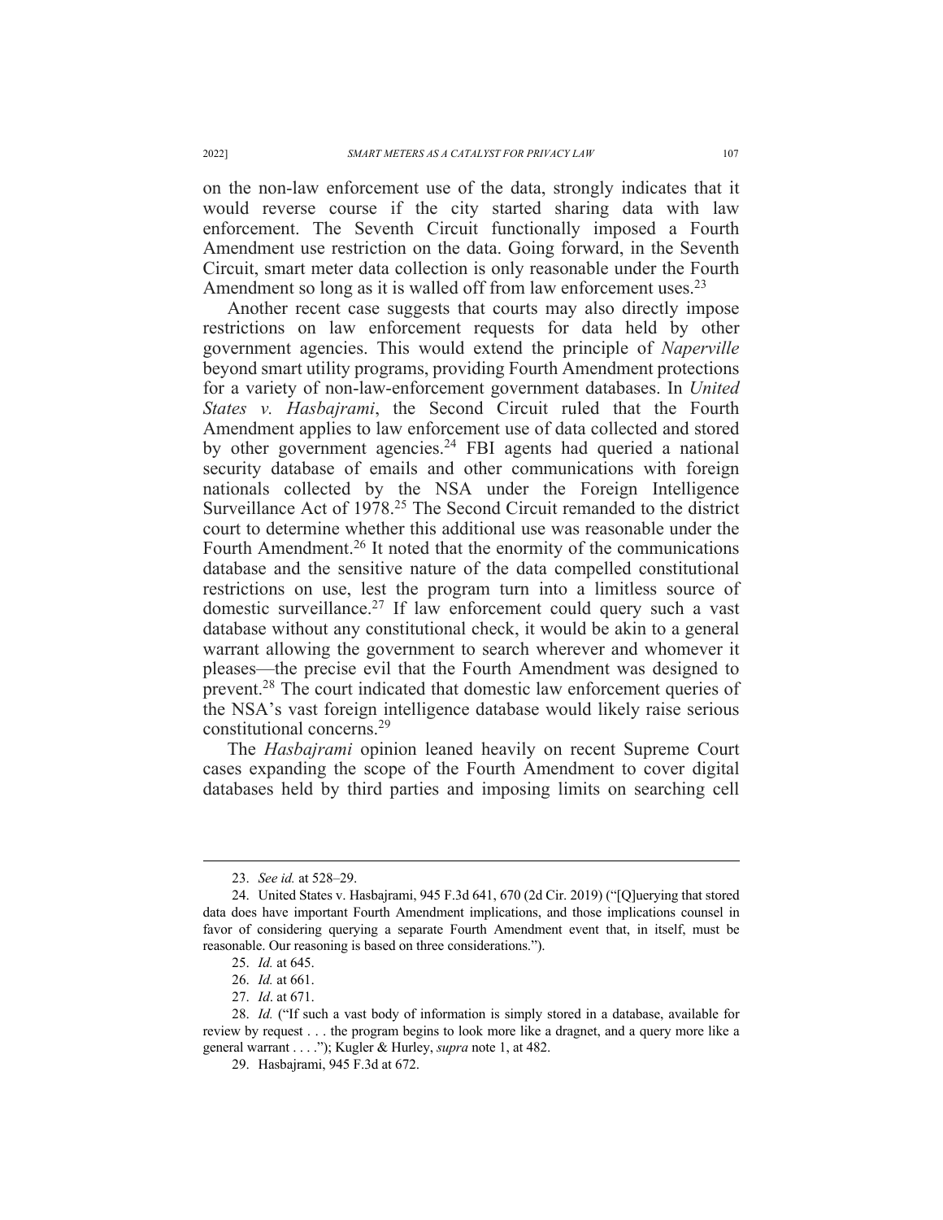on the non-law enforcement use of the data, strongly indicates that it would reverse course if the city started sharing data with law enforcement. The Seventh Circuit functionally imposed a Fourth Amendment use restriction on the data. Going forward, in the Seventh Circuit, smart meter data collection is only reasonable under the Fourth Amendment so long as it is walled off from law enforcement uses.[23]

Another recent case suggests that courts may also directly impose restrictions on law enforcement requests for data held by other government agencies. This would extend the principle of *Naperville* beyond smart utility programs, providing Fourth Amendment protections for a variety of non-law-enforcement government databases. In *United States v. Hasbajrami*, the Second Circuit ruled that the Fourth Amendment applies to law enforcement use of data collected and stored by other government agencies.[24] FBI agents had queried a national security database of emails and other communications with foreign nationals collected by the NSA under the Foreign Intelligence Surveillance Act of 1978.[25] The Second Circuit remanded to the district court to determine whether this additional use was reasonable under the Fourth Amendment.[26] It noted that the enormity of the communications database and the sensitive nature of the data compelled constitutional restrictions on use, lest the program turn into a limitless source of domestic surveillance.[27] If law enforcement could query such a vast database without any constitutional check, it would be akin to a general warrant allowing the government to search wherever and whomever it pleases—the precise evil that the Fourth Amendment was designed to prevent.[28] The court indicated that domestic law enforcement queries of the NSA's vast foreign intelligence database would likely raise serious constitutional concerns.[29]

The *Hasbajrami* opinion leaned heavily on recent Supreme Court cases expanding the scope of the Fourth Amendment to cover digital databases held by third parties and imposing limits on searching cell

---

23. *See id.* at 528–29.

24. United States v. Hasbajrami, 945 F.3d 641, 670 (2d Cir. 2019) ("[Q]uerying that stored data does have important Fourth Amendment implications, and those implications counsel in favor of considering querying a separate Fourth Amendment event that, in itself, must be reasonable. Our reasoning is based on three considerations.").

25. *Id.* at 645.

26. *Id.* at 661.

27. *Id*. at 671.

28. *Id.* ("If such a vast body of information is simply stored in a database, available for review by request . . . the program begins to look more like a dragnet, and a query more like a general warrant . . . ."); Kugler & Hurley, *supra* note 1, at 482.

29. Hasbajrami, 945 F.3d at 672.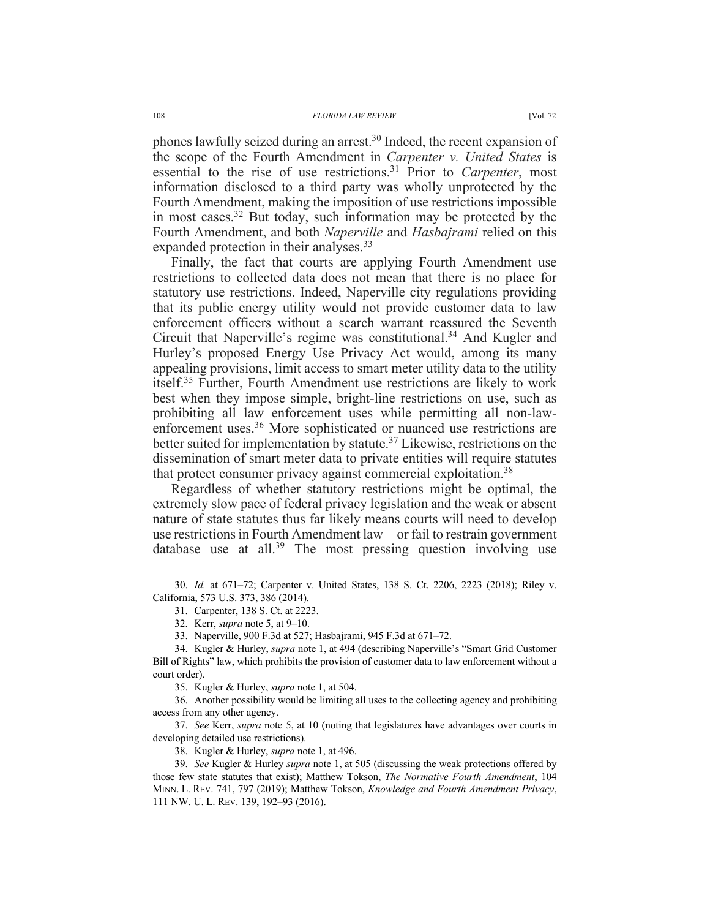phones lawfully seized during an arrest.[30] Indeed, the recent expansion of the scope of the Fourth Amendment in *Carpenter v. United States* is essential to the rise of use restrictions.[31] Prior to *Carpenter*, most information disclosed to a third party was wholly unprotected by the Fourth Amendment, making the imposition of use restrictions impossible in most cases.[32] But today, such information may be protected by the Fourth Amendment, and both *Naperville* and *Hasbajrami* relied on this expanded protection in their analyses.[33]

Finally, the fact that courts are applying Fourth Amendment use restrictions to collected data does not mean that there is no place for statutory use restrictions. Indeed, Naperville city regulations providing that its public energy utility would not provide customer data to law enforcement officers without a search warrant reassured the Seventh Circuit that Naperville's regime was constitutional.[34] And Kugler and Hurley's proposed Energy Use Privacy Act would, among its many appealing provisions, limit access to smart meter utility data to the utility itself.[35] Further, Fourth Amendment use restrictions are likely to work best when they impose simple, bright-line restrictions on use, such as prohibiting all law enforcement uses while permitting all non-law-enforcement uses.[36] More sophisticated or nuanced use restrictions are better suited for implementation by statute.[37] Likewise, restrictions on the dissemination of smart meter data to private entities will require statutes that protect consumer privacy against commercial exploitation.[38]

Regardless of whether statutory restrictions might be optimal, the extremely slow pace of federal privacy legislation and the weak or absent nature of state statutes thus far likely means courts will need to develop use restrictions in Fourth Amendment law—or fail to restrain government database use at all.[39] The most pressing question involving use

---

30. *Id.* at 671–72; Carpenter v. United States, 138 S. Ct. 2206, 2223 (2018); Riley v. California, 573 U.S. 373, 386 (2014).

31. Carpenter, 138 S. Ct. at 2223.

32. Kerr, *supra* note 5, at 9–10.

33. Naperville, 900 F.3d at 527; Hasbajrami, 945 F.3d at 671–72.

34. Kugler & Hurley, *supra* note 1, at 494 (describing Naperville's "Smart Grid Customer Bill of Rights" law, which prohibits the provision of customer data to law enforcement without a court order).

35. Kugler & Hurley, *supra* note 1, at 504.

36. Another possibility would be limiting all uses to the collecting agency and prohibiting access from any other agency.

37. *See* Kerr, *supra* note 5, at 10 (noting that legislatures have advantages over courts in developing detailed use restrictions).

38. Kugler & Hurley, *supra* note 1, at 496.

39. *See* Kugler & Hurley *supra* note 1, at 505 (discussing the weak protections offered by those few state statutes that exist); Matthew Tokson, *The Normative Fourth Amendment*, 104 MINN. L. REV. 741, 797 (2019); Matthew Tokson, *Knowledge and Fourth Amendment Privacy*, 111 NW. U. L. REV. 139, 192–93 (2016).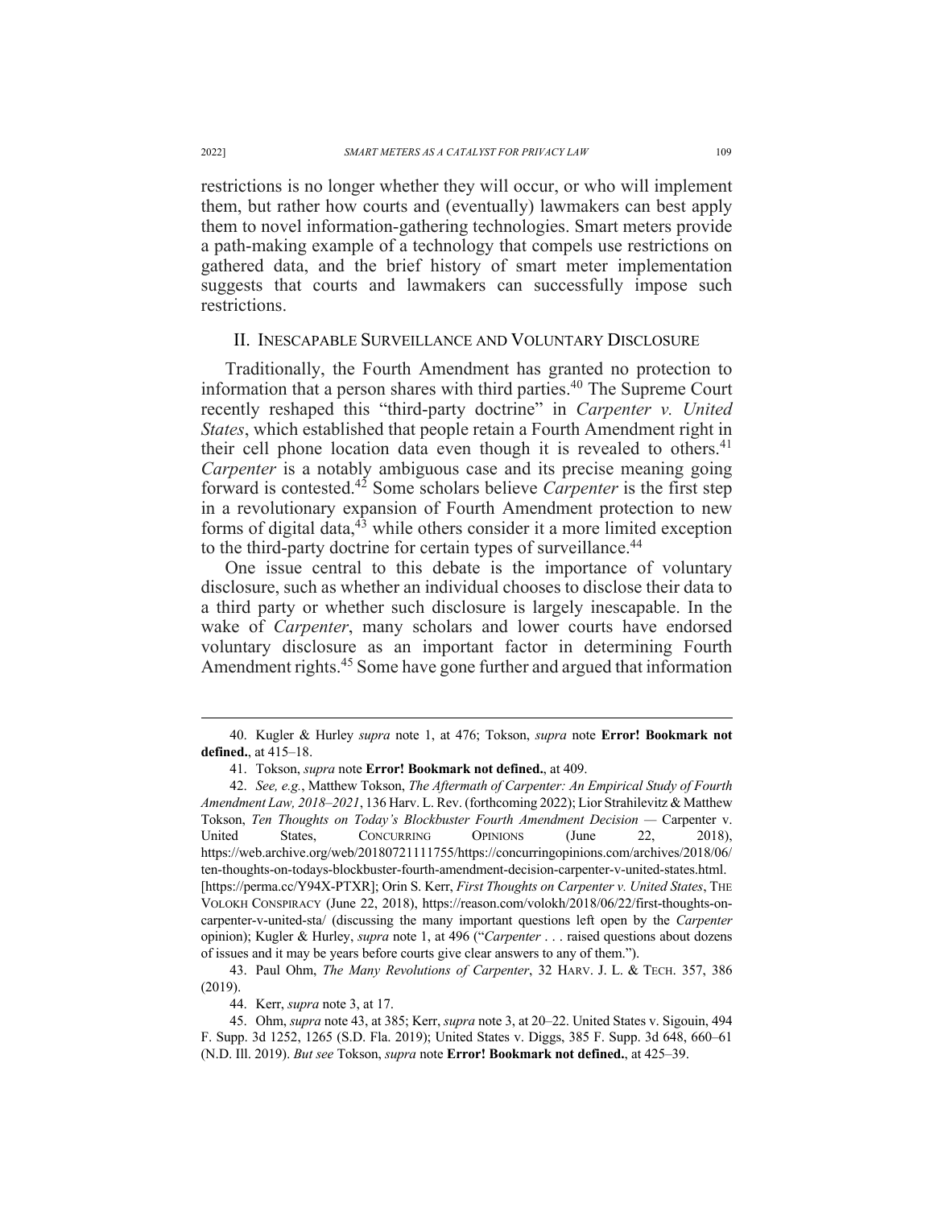restrictions is no longer whether they will occur, or who will implement them, but rather how courts and (eventually) lawmakers can best apply them to novel information-gathering technologies. Smart meters provide a path-making example of a technology that compels use restrictions on gathered data, and the brief history of smart meter implementation suggests that courts and lawmakers can successfully impose such restrictions.

## II. INESCAPABLE SURVEILLANCE AND VOLUNTARY DISCLOSURE

Traditionally, the Fourth Amendment has granted no protection to information that a person shares with third parties.[40] The Supreme Court recently reshaped this "third-party doctrine" in *Carpenter v. United States*, which established that people retain a Fourth Amendment right in their cell phone location data even though it is revealed to others.[41] *Carpenter* is a notably ambiguous case and its precise meaning going forward is contested.[42] Some scholars believe *Carpenter* is the first step in a revolutionary expansion of Fourth Amendment protection to new forms of digital data,[43] while others consider it a more limited exception to the third-party doctrine for certain types of surveillance.[44]

One issue central to this debate is the importance of voluntary disclosure, such as whether an individual chooses to disclose their data to a third party or whether such disclosure is largely inescapable. In the wake of *Carpenter*, many scholars and lower courts have endorsed voluntary disclosure as an important factor in determining Fourth Amendment rights.[45] Some have gone further and argued that information

---

40. Kugler & Hurley *supra* note 1, at 476; Tokson, *supra* note **Error! Bookmark not defined.**, at 415–18.

41. Tokson, *supra* note **Error! Bookmark not defined.**, at 409.

42. *See, e.g.*, Matthew Tokson, *The Aftermath of Carpenter: An Empirical Study of Fourth Amendment Law, 2018–2021*, 136 Harv. L. Rev. (forthcoming 2022); Lior Strahilevitz & Matthew Tokson, *Ten Thoughts on Today's Blockbuster Fourth Amendment Decision —* Carpenter v. United States, CONCURRING OPINIONS (June 22, 2018), https://web.archive.org/web/20180721111755/https://concurringopinions.com/archives/2018/06/ten-thoughts-on-todays-blockbuster-fourth-amendment-decision-carpenter-v-united-states.html. [https://perma.cc/Y94X-PTXR]; Orin S. Kerr, *First Thoughts on Carpenter v. United States*, THE VOLOKH CONSPIRACY (June 22, 2018), https://reason.com/volokh/2018/06/22/first-thoughts-on-carpenter-v-united-sta/ (discussing the many important questions left open by the *Carpenter* opinion); Kugler & Hurley, *supra* note 1, at 496 ("*Carpenter* . . . raised questions about dozens of issues and it may be years before courts give clear answers to any of them.").

43. Paul Ohm, *The Many Revolutions of Carpenter*, 32 HARV. J. L. & TECH. 357, 386 (2019).

44. Kerr, *supra* note 3, at 17.

45. Ohm, *supra* note 43, at 385; Kerr, *supra* note 3, at 20–22. United States v. Sigouin, 494 F. Supp. 3d 1252, 1265 (S.D. Fla. 2019); United States v. Diggs, 385 F. Supp. 3d 648, 660–61 (N.D. Ill. 2019). *But see* Tokson, *supra* note **Error! Bookmark not defined.**, at 425–39.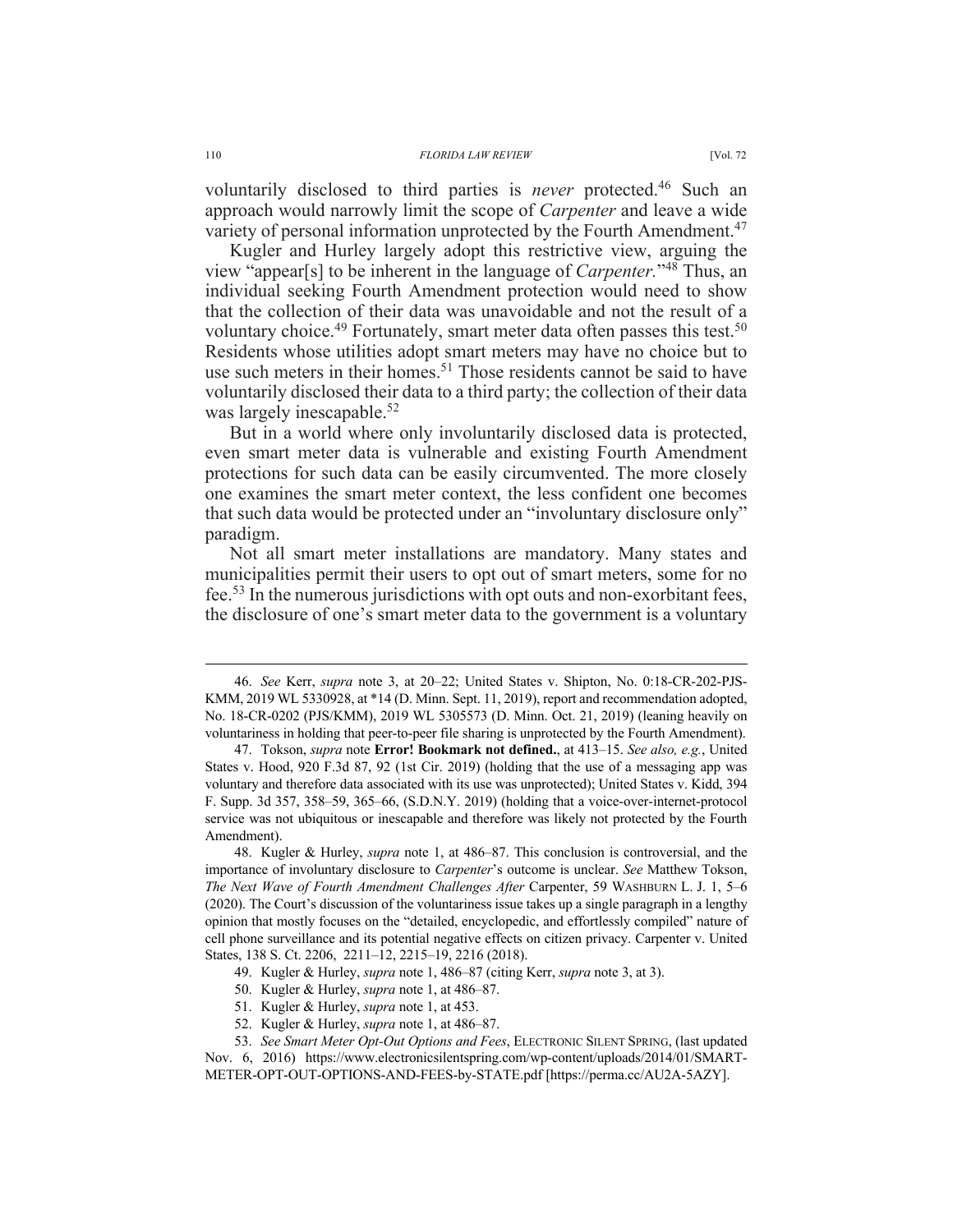voluntarily disclosed to third parties is *never* protected.[46] Such an approach would narrowly limit the scope of *Carpenter* and leave a wide variety of personal information unprotected by the Fourth Amendment.[47]

Kugler and Hurley largely adopt this restrictive view, arguing the view "appear[s] to be inherent in the language of *Carpenter*."[48] Thus, an individual seeking Fourth Amendment protection would need to show that the collection of their data was unavoidable and not the result of a voluntary choice.[49] Fortunately, smart meter data often passes this test.[50] Residents whose utilities adopt smart meters may have no choice but to use such meters in their homes.[51] Those residents cannot be said to have voluntarily disclosed their data to a third party; the collection of their data was largely inescapable.[52]

But in a world where only involuntarily disclosed data is protected, even smart meter data is vulnerable and existing Fourth Amendment protections for such data can be easily circumvented. The more closely one examines the smart meter context, the less confident one becomes that such data would be protected under an "involuntary disclosure only" paradigm.

Not all smart meter installations are mandatory. Many states and municipalities permit their users to opt out of smart meters, some for no fee.[53] In the numerous jurisdictions with opt outs and non-exorbitant fees, the disclosure of one's smart meter data to the government is a voluntary

---

46. *See* Kerr, *supra* note 3, at 20–22; United States v. Shipton, No. 0:18-CR-202-PJS-KMM, 2019 WL 5330928, at *14 (D. Minn. Sept. 11, 2019), report and recommendation adopted, No. 18-CR-0202 (PJS/KMM), 2019 WL 5305573 (D. Minn. Oct. 21, 2019) (leaning heavily on voluntariness in holding that peer-to-peer file sharing is unprotected by the Fourth Amendment).

47. Tokson, *supra* note **Error! Bookmark not defined.**, at 413–15. *See also, e.g.*, United States v. Hood, 920 F.3d 87, 92 (1st Cir. 2019) (holding that the use of a messaging app was voluntary and therefore data associated with its use was unprotected); United States v. Kidd, 394 F. Supp. 3d 357, 358–59, 365–66, (S.D.N.Y. 2019) (holding that a voice-over-internet-protocol service was not ubiquitous or inescapable and therefore was likely not protected by the Fourth Amendment).

48. Kugler & Hurley, *supra* note 1, at 486–87. This conclusion is controversial, and the importance of involuntary disclosure to *Carpenter*'s outcome is unclear. *See* Matthew Tokson, *The Next Wave of Fourth Amendment Challenges After* Carpenter, 59 WASHBURN L. J. 1, 5–6 (2020). The Court's discussion of the voluntariness issue takes up a single paragraph in a lengthy opinion that mostly focuses on the "detailed, encyclopedic, and effortlessly compiled" nature of cell phone surveillance and its potential negative effects on citizen privacy. Carpenter v. United States, 138 S. Ct. 2206, 2211–12, 2215–19, 2216 (2018).

49. Kugler & Hurley, *supra* note 1, 486–87 (citing Kerr, *supra* note 3, at 3).

50. Kugler & Hurley, *supra* note 1, at 486–87.

51. Kugler & Hurley, *supra* note 1, at 453.

52. Kugler & Hurley, *supra* note 1, at 486–87.

53. *See Smart Meter Opt-Out Options and Fees*, ELECTRONIC SILENT SPRING, (last updated Nov. 6, 2016) https://www.electronicsilentspring.com/wp-content/uploads/2014/01/SMART-METER-OPT-OUT-OPTIONS-AND-FEES-by-STATE.pdf [https://perma.cc/AU2A-5AZY].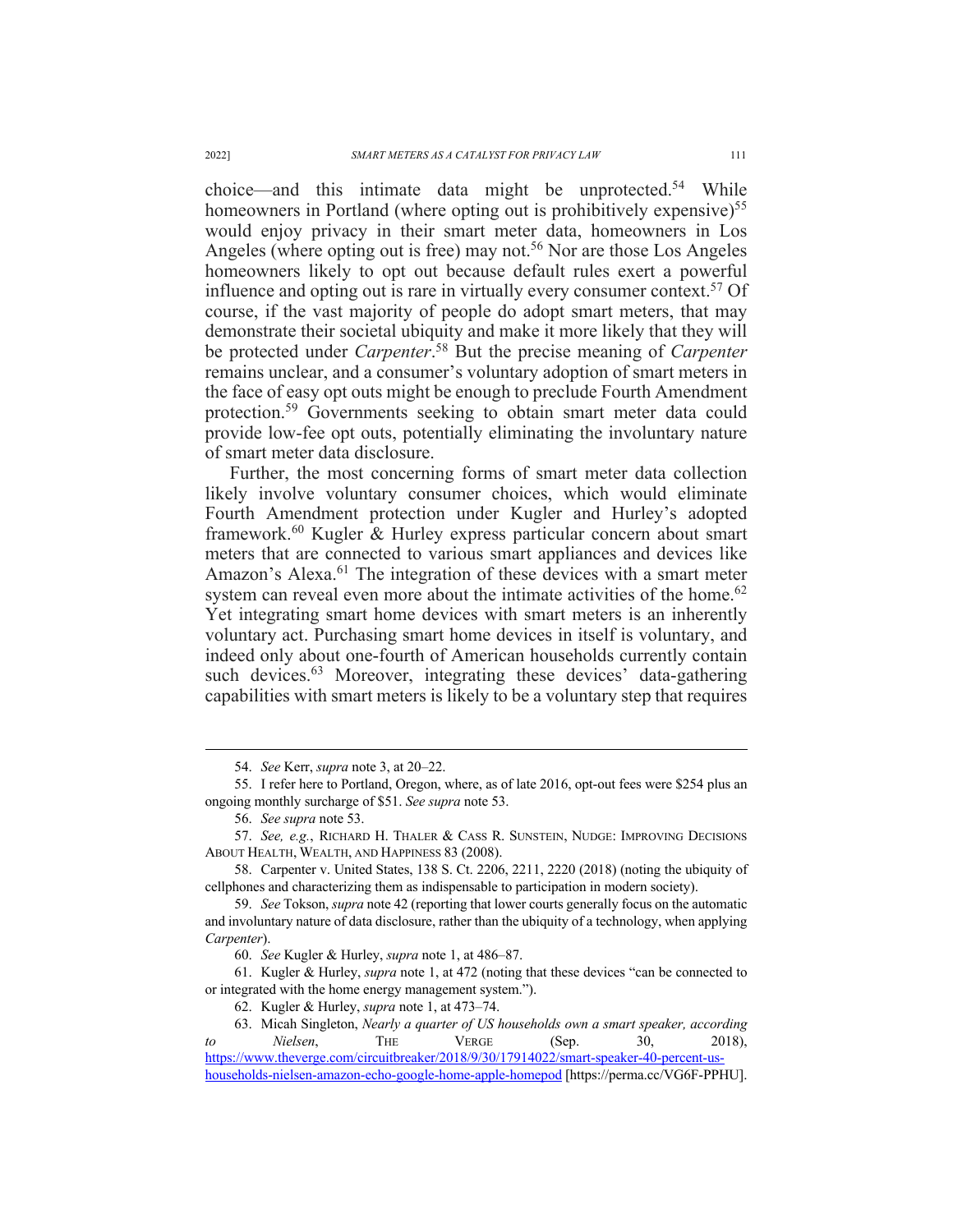choice—and this intimate data might be unprotected.[54] While homeowners in Portland (where opting out is prohibitively expensive)[55] would enjoy privacy in their smart meter data, homeowners in Los Angeles (where opting out is free) may not.[56] Nor are those Los Angeles homeowners likely to opt out because default rules exert a powerful influence and opting out is rare in virtually every consumer context.[57] Of course, if the vast majority of people do adopt smart meters, that may demonstrate their societal ubiquity and make it more likely that they will be protected under *Carpenter*.[58] But the precise meaning of *Carpenter* remains unclear, and a consumer's voluntary adoption of smart meters in the face of easy opt outs might be enough to preclude Fourth Amendment protection.[59] Governments seeking to obtain smart meter data could provide low-fee opt outs, potentially eliminating the involuntary nature of smart meter data disclosure.

Further, the most concerning forms of smart meter data collection likely involve voluntary consumer choices, which would eliminate Fourth Amendment protection under Kugler and Hurley's adopted framework.[60] Kugler & Hurley express particular concern about smart meters that are connected to various smart appliances and devices like Amazon's Alexa.[61] The integration of these devices with a smart meter system can reveal even more about the intimate activities of the home.[62] Yet integrating smart home devices with smart meters is an inherently voluntary act. Purchasing smart home devices in itself is voluntary, and indeed only about one-fourth of American households currently contain such devices.[63] Moreover, integrating these devices' data-gathering capabilities with smart meters is likely to be a voluntary step that requires

---

54. *See* Kerr, *supra* note 3, at 20–22.

55. I refer here to Portland, Oregon, where, as of late 2016, opt-out fees were $254 plus an ongoing monthly surcharge of $51. *See supra* note 53.

56. *See supra* note 53.

57. *See, e.g.*, RICHARD H. THALER & CASS R. SUNSTEIN, NUDGE: IMPROVING DECISIONS ABOUT HEALTH, WEALTH, AND HAPPINESS 83 (2008).

58. Carpenter v. United States, 138 S. Ct. 2206, 2211, 2220 (2018) (noting the ubiquity of cellphones and characterizing them as indispensable to participation in modern society).

59. *See* Tokson, *supra* note 42 (reporting that lower courts generally focus on the automatic and involuntary nature of data disclosure, rather than the ubiquity of a technology, when applying *Carpenter*).

60. *See* Kugler & Hurley, *supra* note 1, at 486–87.

61. Kugler & Hurley, *supra* note 1, at 472 (noting that these devices "can be connected to or integrated with the home energy management system.").

62. Kugler & Hurley, *supra* note 1, at 473–74.

63. Micah Singleton, *Nearly a quarter of US households own a smart speaker, according to Nielsen*, THE VERGE (Sep. 30, 2018), https://www.theverge.com/circuitbreaker/2018/9/30/17914022/smart-speaker-40-percent-us-households-nielsen-amazon-echo-google-home-apple-homepod [https://perma.cc/VG6F-PPHU].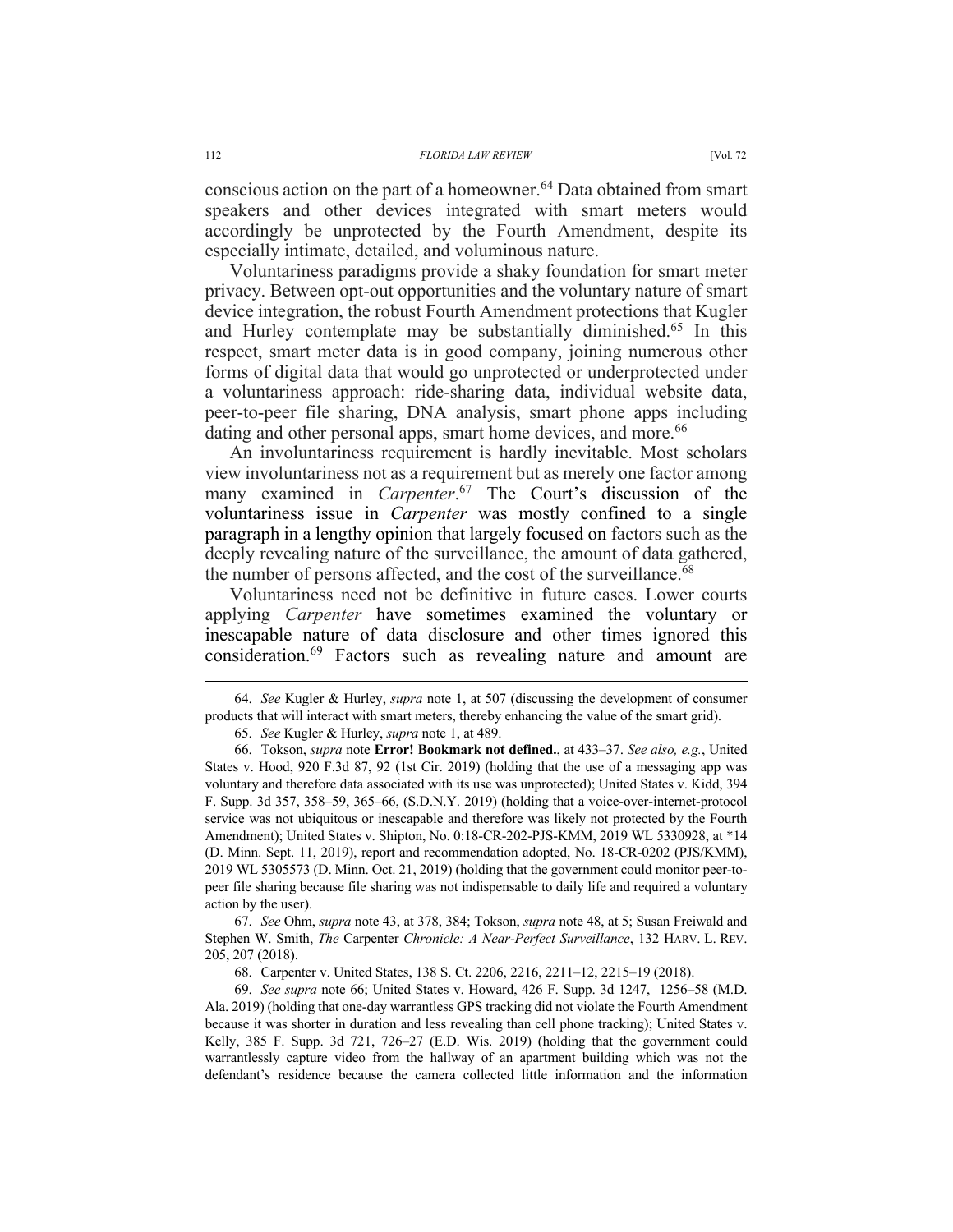conscious action on the part of a homeowner.[64] Data obtained from smart speakers and other devices integrated with smart meters would accordingly be unprotected by the Fourth Amendment, despite its especially intimate, detailed, and voluminous nature.

Voluntariness paradigms provide a shaky foundation for smart meter privacy. Between opt-out opportunities and the voluntary nature of smart device integration, the robust Fourth Amendment protections that Kugler and Hurley contemplate may be substantially diminished.[65] In this respect, smart meter data is in good company, joining numerous other forms of digital data that would go unprotected or underprotected under a voluntariness approach: ride-sharing data, individual website data, peer-to-peer file sharing, DNA analysis, smart phone apps including dating and other personal apps, smart home devices, and more.[66]

An involuntariness requirement is hardly inevitable. Most scholars view involuntariness not as a requirement but as merely one factor among many examined in *Carpenter*.[67] The Court's discussion of the voluntariness issue in *Carpenter* was mostly confined to a single paragraph in a lengthy opinion that largely focused on factors such as the deeply revealing nature of the surveillance, the amount of data gathered, the number of persons affected, and the cost of the surveillance.[68]

Voluntariness need not be definitive in future cases. Lower courts applying *Carpenter* have sometimes examined the voluntary or inescapable nature of data disclosure and other times ignored this consideration.[69] Factors such as revealing nature and amount are

---

64. *See* Kugler & Hurley, *supra* note 1, at 507 (discussing the development of consumer products that will interact with smart meters, thereby enhancing the value of the smart grid).

65. *See* Kugler & Hurley, *supra* note 1, at 489.

66. Tokson, *supra* note **Error! Bookmark not defined.**, at 433–37. *See also, e.g.*, United States v. Hood, 920 F.3d 87, 92 (1st Cir. 2019) (holding that the use of a messaging app was voluntary and therefore data associated with its use was unprotected); United States v. Kidd, 394 F. Supp. 3d 357, 358–59, 365–66, (S.D.N.Y. 2019) (holding that a voice-over-internet-protocol service was not ubiquitous or inescapable and therefore was likely not protected by the Fourth Amendment); United States v. Shipton, No. 0:18-CR-202-PJS-KMM, 2019 WL 5330928, at *14 (D. Minn. Sept. 11, 2019), report and recommendation adopted, No. 18-CR-0202 (PJS/KMM), 2019 WL 5305573 (D. Minn. Oct. 21, 2019) (holding that the government could monitor peer-to-peer file sharing because file sharing was not indispensable to daily life and required a voluntary action by the user).

67. *See* Ohm, *supra* note 43, at 378, 384; Tokson, *supra* note 48, at 5; Susan Freiwald and Stephen W. Smith, *The* Carpenter *Chronicle: A Near-Perfect Surveillance*, 132 HARV. L. REV. 205, 207 (2018).

68. Carpenter v. United States, 138 S. Ct. 2206, 2216, 2211–12, 2215–19 (2018).

69. *See supra* note 66; United States v. Howard, 426 F. Supp. 3d 1247, 1256–58 (M.D. Ala. 2019) (holding that one-day warrantless GPS tracking did not violate the Fourth Amendment because it was shorter in duration and less revealing than cell phone tracking); United States v. Kelly, 385 F. Supp. 3d 721, 726–27 (E.D. Wis. 2019) (holding that the government could warrantlessly capture video from the hallway of an apartment building which was not the defendant's residence because the camera collected little information and the information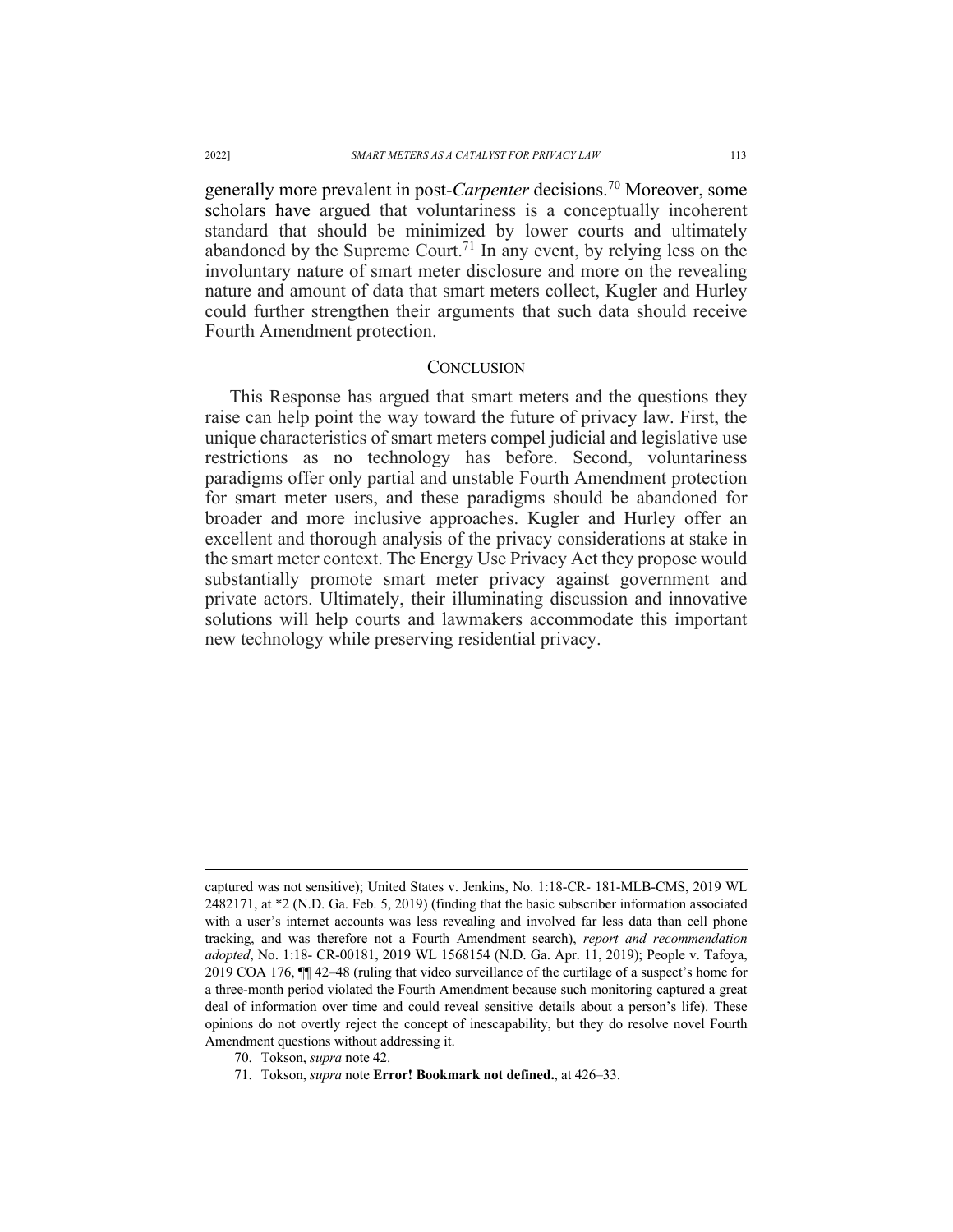generally more prevalent in post-*Carpenter* decisions.[70] Moreover, some scholars have argued that voluntariness is a conceptually incoherent standard that should be minimized by lower courts and ultimately abandoned by the Supreme Court.[71] In any event, by relying less on the involuntary nature of smart meter disclosure and more on the revealing nature and amount of data that smart meters collect, Kugler and Hurley could further strengthen their arguments that such data should receive Fourth Amendment protection.

## CONCLUSION

This Response has argued that smart meters and the questions they raise can help point the way toward the future of privacy law. First, the unique characteristics of smart meters compel judicial and legislative use restrictions as no technology has before. Second, voluntariness paradigms offer only partial and unstable Fourth Amendment protection for smart meter users, and these paradigms should be abandoned for broader and more inclusive approaches. Kugler and Hurley offer an excellent and thorough analysis of the privacy considerations at stake in the smart meter context. The Energy Use Privacy Act they propose would substantially promote smart meter privacy against government and private actors. Ultimately, their illuminating discussion and innovative solutions will help courts and lawmakers accommodate this important new technology while preserving residential privacy.

---

captured was not sensitive); United States v. Jenkins, No. 1:18-CR- 181-MLB-CMS, 2019 WL 2482171, at *2 (N.D. Ga. Feb. 5, 2019) (finding that the basic subscriber information associated with a user's internet accounts was less revealing and involved far less data than cell phone tracking, and was therefore not a Fourth Amendment search), *report and recommendation adopted*, No. 1:18- CR-00181, 2019 WL 1568154 (N.D. Ga. Apr. 11, 2019); People v. Tafoya, 2019 COA 176, ¶¶ 42–48 (ruling that video surveillance of the curtilage of a suspect's home for a three-month period violated the Fourth Amendment because such monitoring captured a great deal of information over time and could reveal sensitive details about a person's life). These opinions do not overtly reject the concept of inescapability, but they do resolve novel Fourth Amendment questions without addressing it.

70. Tokson, *supra* note 42.

71. Tokson, *supra* note **Error! Bookmark not defined.**, at 426–33.